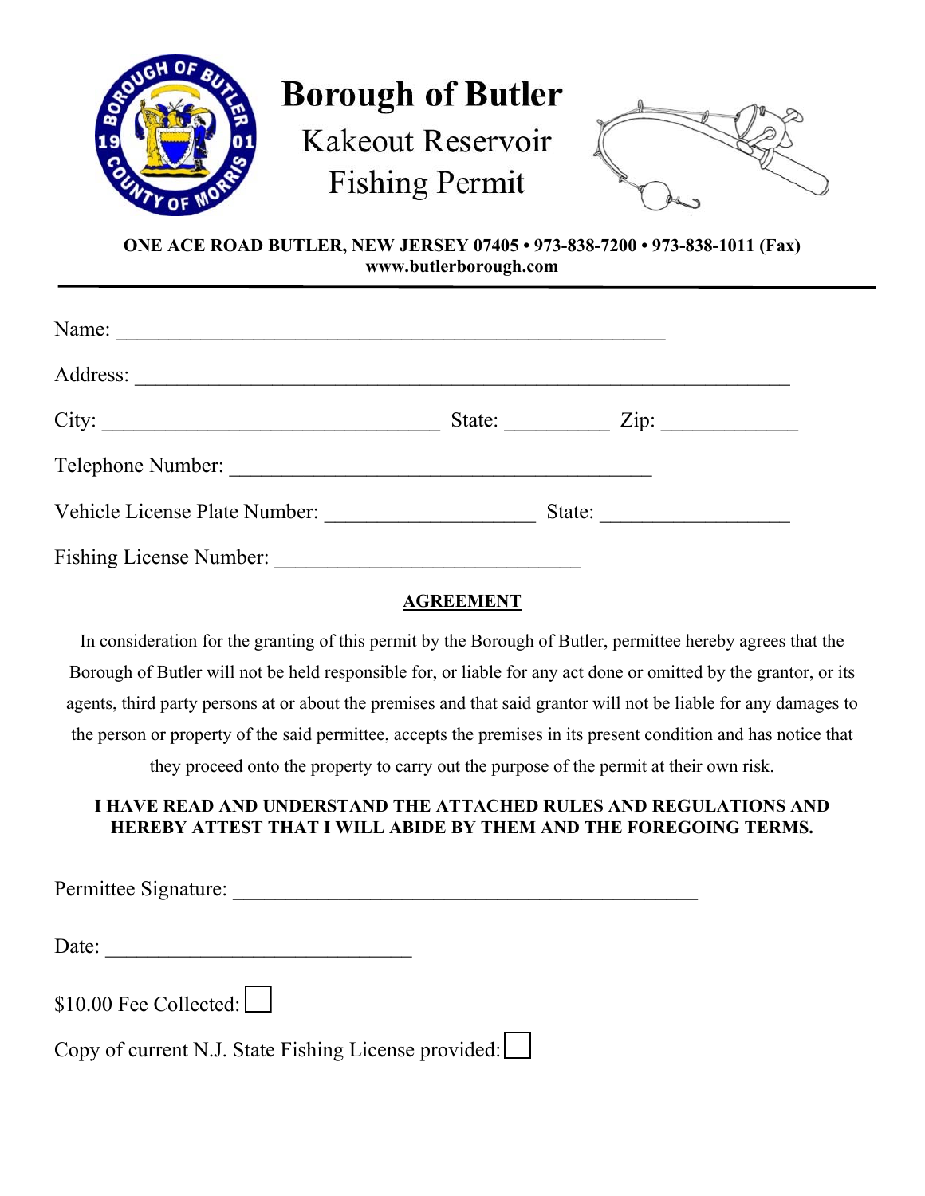# Borough of Butler

## Kakeout Reservoir Fishing Permit

**ONE ACE ROAD BUTLER, NEW JERSEY 07405 • 973-838-7200 • 973-838-1011 (Fax)**
**www.butlerborough.com**

---

Name: ____________________________________________________

Address: ______________________________________________________________

City: ________________________________ State: __________ Zip: _____________

Telephone Number: ________________________________________

Vehicle License Plate Number: ____________________ State: __________________

Fishing License Number: _____________________________

**AGREEMENT**

In consideration for the granting of this permit by the Borough of Butler, permittee hereby agrees that the Borough of Butler will not be held responsible for, or liable for any act done or omitted by the grantor, or its agents, third party persons at or about the premises and that said grantor will not be liable for any damages to the person or property of the said permittee, accepts the premises in its present condition and has notice that they proceed onto the property to carry out the purpose of the permit at their own risk.

**I HAVE READ AND UNDERSTAND THE ATTACHED RULES AND REGULATIONS AND HEREBY ATTEST THAT I WILL ABIDE BY THEM AND THE FOREGOING TERMS.**

Permittee Signature: ____________________________________________

Date: ______________________________

$10.00 Fee Collected: ☐

Copy of current N.J. State Fishing License provided: ☐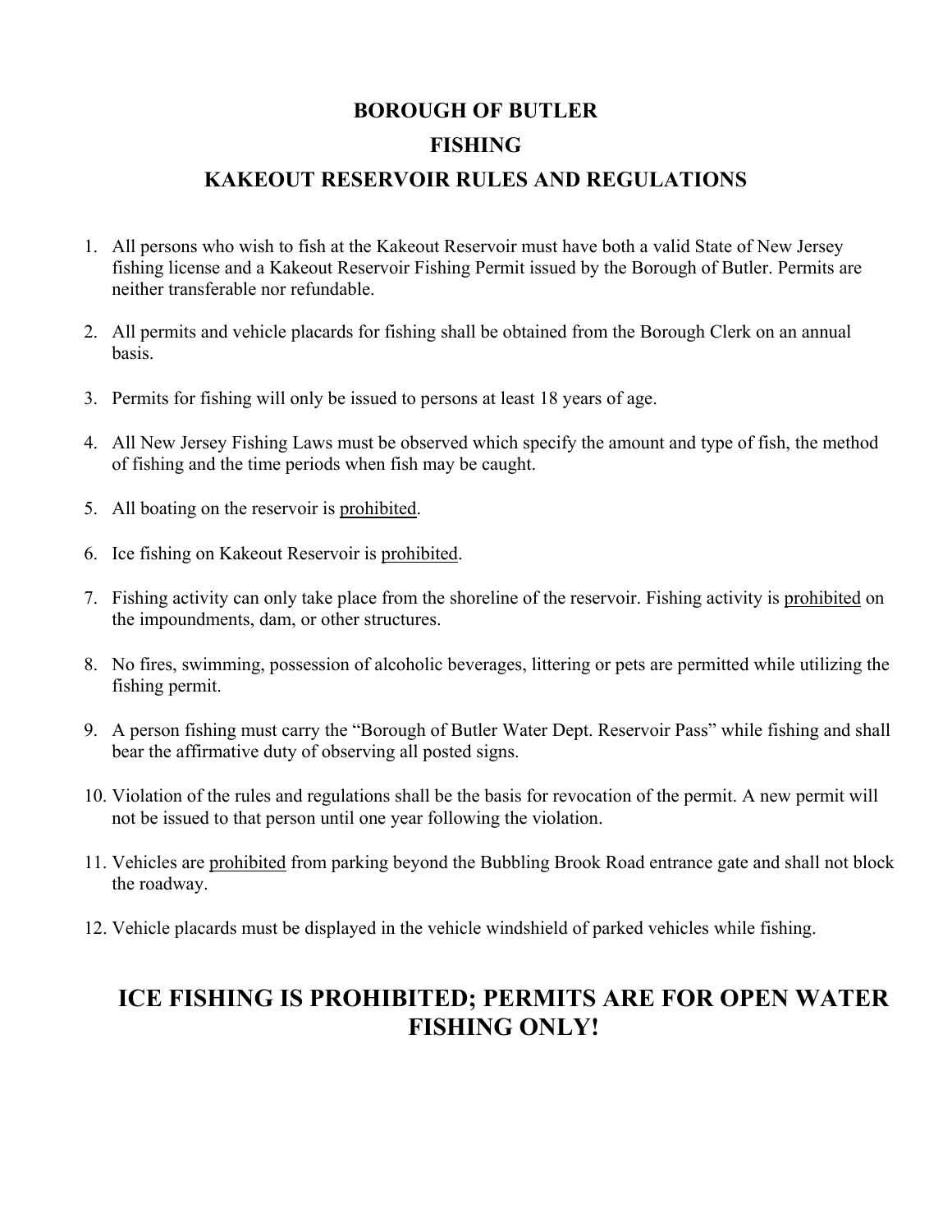# BOROUGH OF BUTLER

## FISHING

## KAKEOUT RESERVOIR RULES AND REGULATIONS

1. All persons who wish to fish at the Kakeout Reservoir must have both a valid State of New Jersey fishing license and a Kakeout Reservoir Fishing Permit issued by the Borough of Butler. Permits are neither transferable nor refundable.

2. All permits and vehicle placards for fishing shall be obtained from the Borough Clerk on an annual basis.

3. Permits for fishing will only be issued to persons at least 18 years of age.

4. All New Jersey Fishing Laws must be observed which specify the amount and type of fish, the method of fishing and the time periods when fish may be caught.

5. All boating on the reservoir is <u>prohibited</u>.

6. Ice fishing on Kakeout Reservoir is <u>prohibited</u>.

7. Fishing activity can only take place from the shoreline of the reservoir. Fishing activity is <u>prohibited</u> on the impoundments, dam, or other structures.

8. No fires, swimming, possession of alcoholic beverages, littering or pets are permitted while utilizing the fishing permit.

9. A person fishing must carry the "Borough of Butler Water Dept. Reservoir Pass" while fishing and shall bear the affirmative duty of observing all posted signs.

10. Violation of the rules and regulations shall be the basis for revocation of the permit. A new permit will not be issued to that person until one year following the violation.

11. Vehicles are <u>prohibited</u> from parking beyond the Bubbling Brook Road entrance gate and shall not block the roadway.

12. Vehicle placards must be displayed in the vehicle windshield of parked vehicles while fishing.

## ICE FISHING IS PROHIBITED; PERMITS ARE FOR OPEN WATER FISHING ONLY!